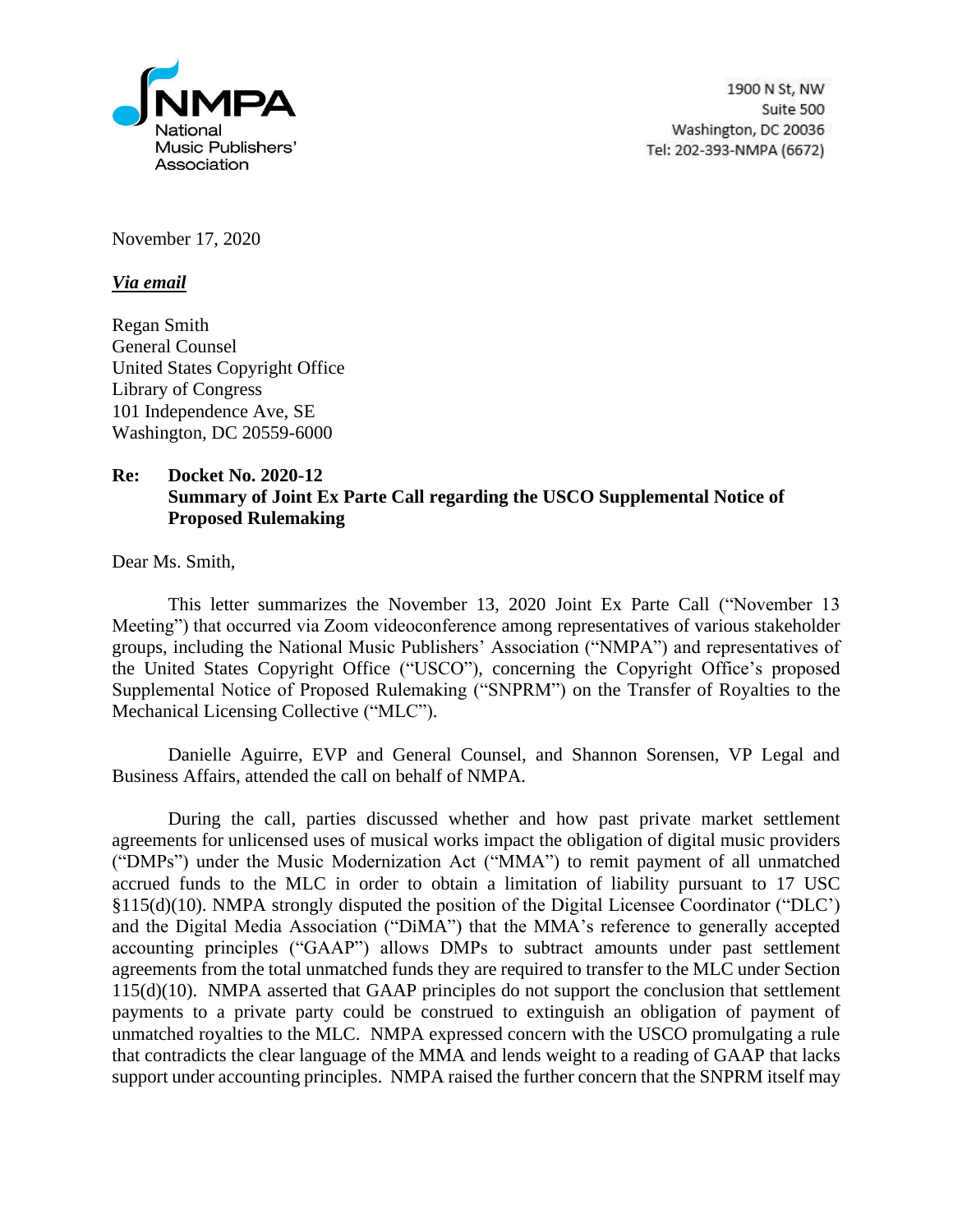NMPA
National
Music Publishers'
Association

1900 N St, NW
Suite 500
Washington, DC 20036
Tel: 202-393-NMPA (6672)

November 17, 2020

***Via email***

Regan Smith
General Counsel
United States Copyright Office
Library of Congress
101 Independence Ave, SE
Washington, DC 20559-6000

**Re: Docket No. 2020-12**
**Summary of Joint Ex Parte Call regarding the USCO Supplemental Notice of Proposed Rulemaking**

Dear Ms. Smith,

This letter summarizes the November 13, 2020 Joint Ex Parte Call ("November 13 Meeting") that occurred via Zoom videoconference among representatives of various stakeholder groups, including the National Music Publishers' Association ("NMPA") and representatives of the United States Copyright Office ("USCO"), concerning the Copyright Office's proposed Supplemental Notice of Proposed Rulemaking ("SNPRM") on the Transfer of Royalties to the Mechanical Licensing Collective ("MLC").

Danielle Aguirre, EVP and General Counsel, and Shannon Sorensen, VP Legal and Business Affairs, attended the call on behalf of NMPA.

During the call, parties discussed whether and how past private market settlement agreements for unlicensed uses of musical works impact the obligation of digital music providers ("DMPs") under the Music Modernization Act ("MMA") to remit payment of all unmatched accrued funds to the MLC in order to obtain a limitation of liability pursuant to 17 USC §115(d)(10). NMPA strongly disputed the position of the Digital Licensee Coordinator ("DLC') and the Digital Media Association ("DiMA") that the MMA's reference to generally accepted accounting principles ("GAAP") allows DMPs to subtract amounts under past settlement agreements from the total unmatched funds they are required to transfer to the MLC under Section 115(d)(10). NMPA asserted that GAAP principles do not support the conclusion that settlement payments to a private party could be construed to extinguish an obligation of payment of unmatched royalties to the MLC. NMPA expressed concern with the USCO promulgating a rule that contradicts the clear language of the MMA and lends weight to a reading of GAAP that lacks support under accounting principles. NMPA raised the further concern that the SNPRM itself may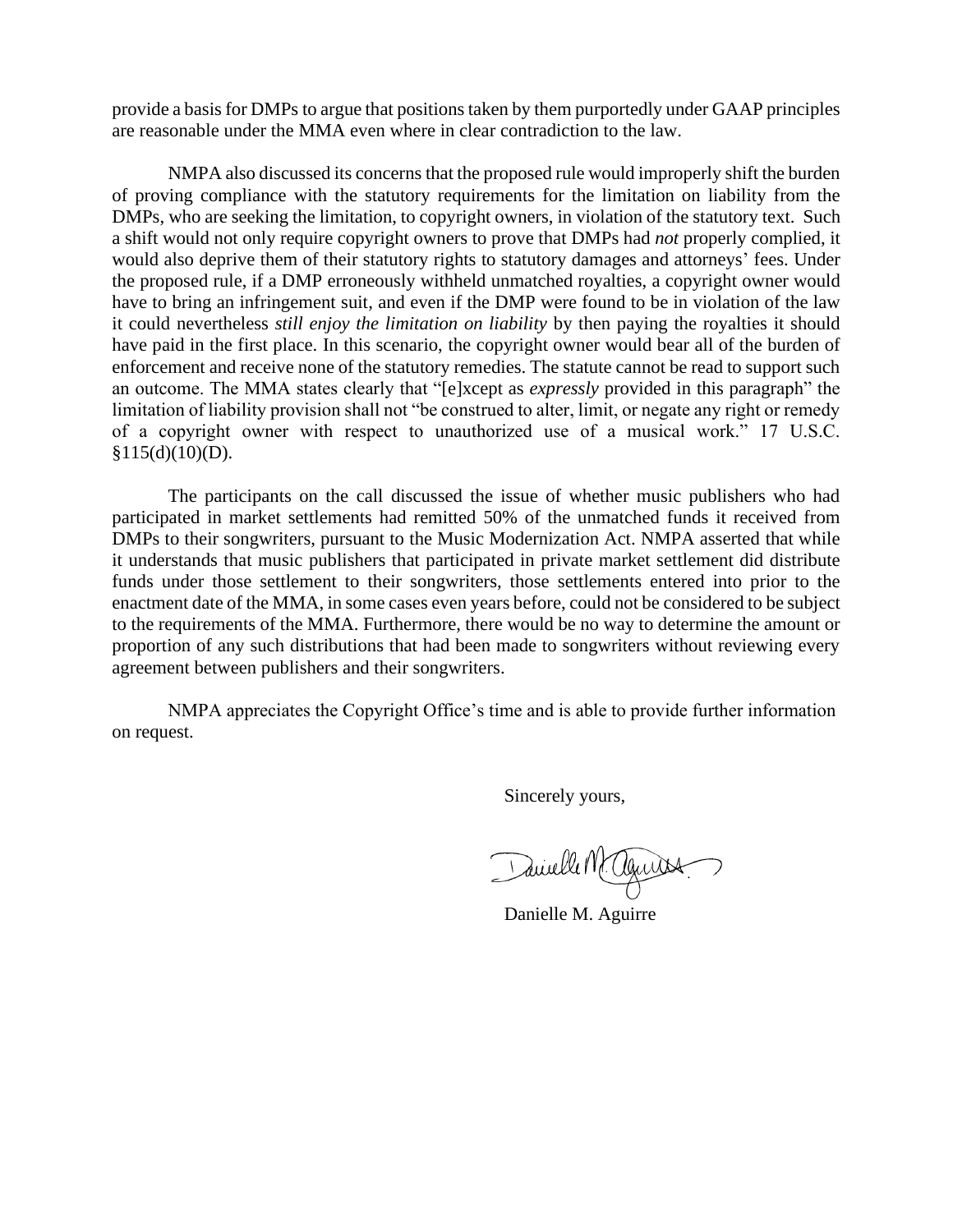provide a basis for DMPs to argue that positions taken by them purportedly under GAAP principles are reasonable under the MMA even where in clear contradiction to the law.

NMPA also discussed its concerns that the proposed rule would improperly shift the burden of proving compliance with the statutory requirements for the limitation on liability from the DMPs, who are seeking the limitation, to copyright owners, in violation of the statutory text. Such a shift would not only require copyright owners to prove that DMPs had *not* properly complied, it would also deprive them of their statutory rights to statutory damages and attorneys' fees. Under the proposed rule, if a DMP erroneously withheld unmatched royalties, a copyright owner would have to bring an infringement suit, and even if the DMP were found to be in violation of the law it could nevertheless *still enjoy the limitation on liability* by then paying the royalties it should have paid in the first place. In this scenario, the copyright owner would bear all of the burden of enforcement and receive none of the statutory remedies. The statute cannot be read to support such an outcome. The MMA states clearly that "[e]xcept as *expressly* provided in this paragraph" the limitation of liability provision shall not "be construed to alter, limit, or negate any right or remedy of a copyright owner with respect to unauthorized use of a musical work." 17 U.S.C. §115(d)(10)(D).

The participants on the call discussed the issue of whether music publishers who had participated in market settlements had remitted 50% of the unmatched funds it received from DMPs to their songwriters, pursuant to the Music Modernization Act. NMPA asserted that while it understands that music publishers that participated in private market settlement did distribute funds under those settlement to their songwriters, those settlements entered into prior to the enactment date of the MMA, in some cases even years before, could not be considered to be subject to the requirements of the MMA. Furthermore, there would be no way to determine the amount or proportion of any such distributions that had been made to songwriters without reviewing every agreement between publishers and their songwriters.

NMPA appreciates the Copyright Office's time and is able to provide further information on request.

Sincerely yours,

Danielle M. Aguirre